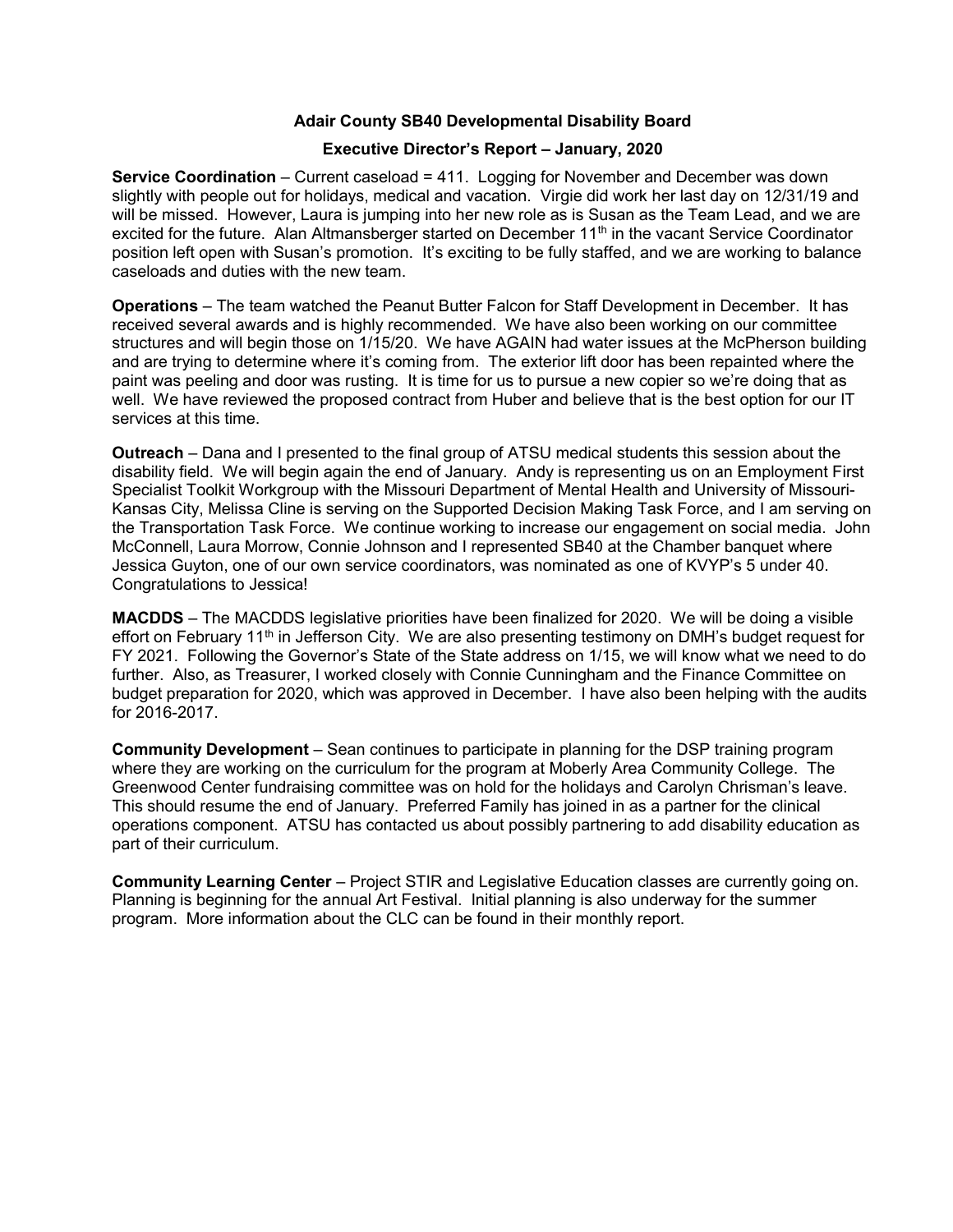**Adair County SB40 Developmental Disability Board**

**Executive Director's Report – January, 2020**

**Service Coordination** – Current caseload = 411. Logging for November and December was down slightly with people out for holidays, medical and vacation. Virgie did work her last day on 12/31/19 and will be missed. However, Laura is jumping into her new role as is Susan as the Team Lead, and we are excited for the future. Alan Altmansberger started on December 11th in the vacant Service Coordinator position left open with Susan's promotion. It's exciting to be fully staffed, and we are working to balance caseloads and duties with the new team.

**Operations** – The team watched the Peanut Butter Falcon for Staff Development in December. It has received several awards and is highly recommended. We have also been working on our committee structures and will begin those on 1/15/20. We have AGAIN had water issues at the McPherson building and are trying to determine where it's coming from. The exterior lift door has been repainted where the paint was peeling and door was rusting. It is time for us to pursue a new copier so we're doing that as well. We have reviewed the proposed contract from Huber and believe that is the best option for our IT services at this time.

**Outreach** – Dana and I presented to the final group of ATSU medical students this session about the disability field. We will begin again the end of January. Andy is representing us on an Employment First Specialist Toolkit Workgroup with the Missouri Department of Mental Health and University of Missouri-Kansas City, Melissa Cline is serving on the Supported Decision Making Task Force, and I am serving on the Transportation Task Force. We continue working to increase our engagement on social media. John McConnell, Laura Morrow, Connie Johnson and I represented SB40 at the Chamber banquet where Jessica Guyton, one of our own service coordinators, was nominated as one of KVYP's 5 under 40. Congratulations to Jessica!

**MACDDS** – The MACDDS legislative priorities have been finalized for 2020. We will be doing a visible effort on February 11th in Jefferson City. We are also presenting testimony on DMH's budget request for FY 2021. Following the Governor's State of the State address on 1/15, we will know what we need to do further. Also, as Treasurer, I worked closely with Connie Cunningham and the Finance Committee on budget preparation for 2020, which was approved in December. I have also been helping with the audits for 2016-2017.

**Community Development** – Sean continues to participate in planning for the DSP training program where they are working on the curriculum for the program at Moberly Area Community College. The Greenwood Center fundraising committee was on hold for the holidays and Carolyn Chrisman's leave. This should resume the end of January. Preferred Family has joined in as a partner for the clinical operations component. ATSU has contacted us about possibly partnering to add disability education as part of their curriculum.

**Community Learning Center** – Project STIR and Legislative Education classes are currently going on. Planning is beginning for the annual Art Festival. Initial planning is also underway for the summer program. More information about the CLC can be found in their monthly report.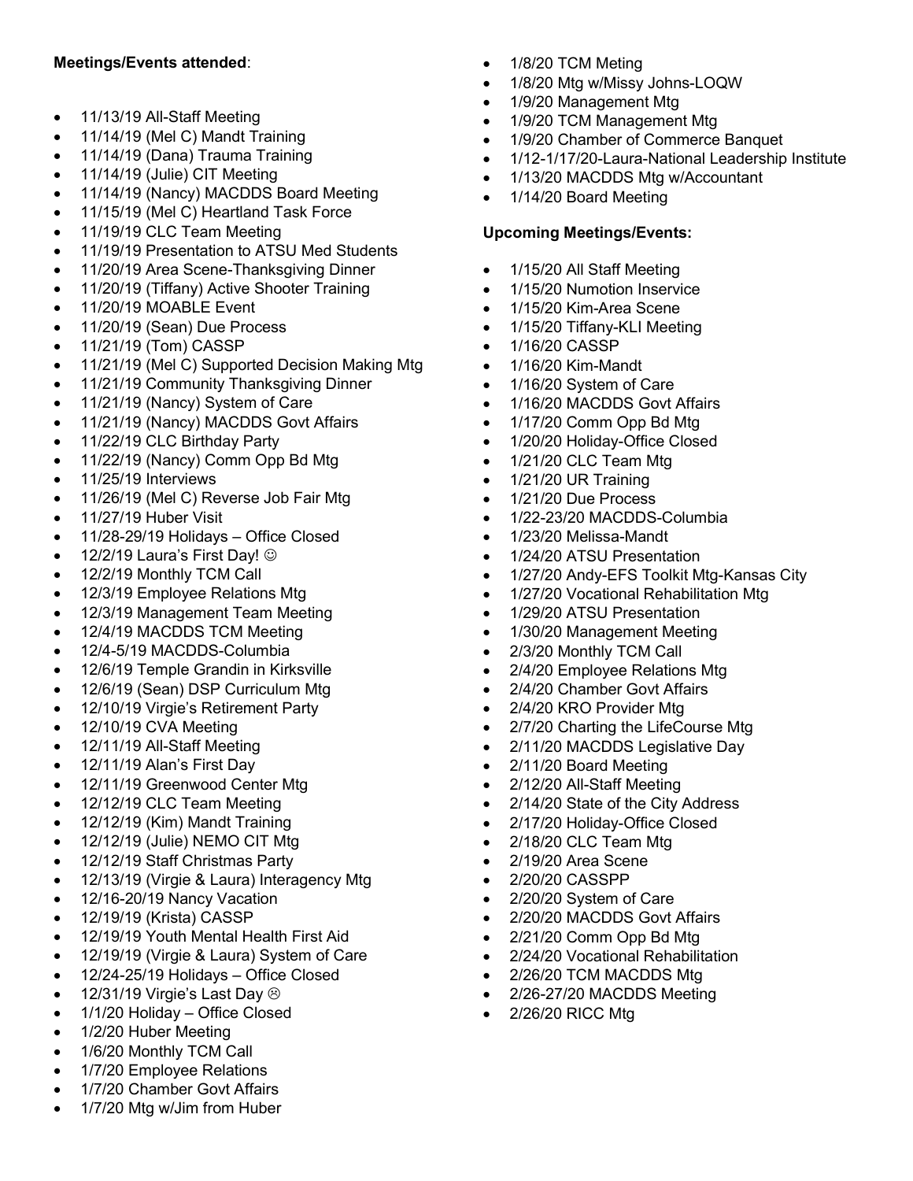**Meetings/Events attended**:

- 11/13/19 All-Staff Meeting
- 11/14/19 (Mel C) Mandt Training
- 11/14/19 (Dana) Trauma Training
- 11/14/19 (Julie) CIT Meeting
- 11/14/19 (Nancy) MACDDS Board Meeting
- 11/15/19 (Mel C) Heartland Task Force
- 11/19/19 CLC Team Meeting
- 11/19/19 Presentation to ATSU Med Students
- 11/20/19 Area Scene-Thanksgiving Dinner
- 11/20/19 (Tiffany) Active Shooter Training
- 11/20/19 MOABLE Event
- 11/20/19 (Sean) Due Process
- 11/21/19 (Tom) CASSP
- 11/21/19 (Mel C) Supported Decision Making Mtg
- 11/21/19 Community Thanksgiving Dinner
- 11/21/19 (Nancy) System of Care
- 11/21/19 (Nancy) MACDDS Govt Affairs
- 11/22/19 CLC Birthday Party
- 11/22/19 (Nancy) Comm Opp Bd Mtg
- 11/25/19 Interviews
- 11/26/19 (Mel C) Reverse Job Fair Mtg
- 11/27/19 Huber Visit
- 11/28-29/19 Holidays – Office Closed
- 12/2/19 Laura's First Day! ☺
- 12/2/19 Monthly TCM Call
- 12/3/19 Employee Relations Mtg
- 12/3/19 Management Team Meeting
- 12/4/19 MACDDS TCM Meeting
- 12/4-5/19 MACDDS-Columbia
- 12/6/19 Temple Grandin in Kirksville
- 12/6/19 (Sean) DSP Curriculum Mtg
- 12/10/19 Virgie's Retirement Party
- 12/10/19 CVA Meeting
- 12/11/19 All-Staff Meeting
- 12/11/19 Alan's First Day
- 12/11/19 Greenwood Center Mtg
- 12/12/19 CLC Team Meeting
- 12/12/19 (Kim) Mandt Training
- 12/12/19 (Julie) NEMO CIT Mtg
- 12/12/19 Staff Christmas Party
- 12/13/19 (Virgie & Laura) Interagency Mtg
- 12/16-20/19 Nancy Vacation
- 12/19/19 (Krista) CASSP
- 12/19/19 Youth Mental Health First Aid
- 12/19/19 (Virgie & Laura) System of Care
- 12/24-25/19 Holidays – Office Closed
- 12/31/19 Virgie's Last Day ☹
- 1/1/20 Holiday – Office Closed
- 1/2/20 Huber Meeting
- 1/6/20 Monthly TCM Call
- 1/7/20 Employee Relations
- 1/7/20 Chamber Govt Affairs
- 1/7/20 Mtg w/Jim from Huber
- 1/8/20 TCM Meting
- 1/8/20 Mtg w/Missy Johns-LOQW
- 1/9/20 Management Mtg
- 1/9/20 TCM Management Mtg
- 1/9/20 Chamber of Commerce Banquet
- 1/12-1/17/20-Laura-National Leadership Institute
- 1/13/20 MACDDS Mtg w/Accountant
- 1/14/20 Board Meeting

**Upcoming Meetings/Events:**

- 1/15/20 All Staff Meeting
- 1/15/20 Numotion Inservice
- 1/15/20 Kim-Area Scene
- 1/15/20 Tiffany-KLI Meeting
- 1/16/20 CASSP
- 1/16/20 Kim-Mandt
- 1/16/20 System of Care
- 1/16/20 MACDDS Govt Affairs
- 1/17/20 Comm Opp Bd Mtg
- 1/20/20 Holiday-Office Closed
- 1/21/20 CLC Team Mtg
- 1/21/20 UR Training
- 1/21/20 Due Process
- 1/22-23/20 MACDDS-Columbia
- 1/23/20 Melissa-Mandt
- 1/24/20 ATSU Presentation
- 1/27/20 Andy-EFS Toolkit Mtg-Kansas City
- 1/27/20 Vocational Rehabilitation Mtg
- 1/29/20 ATSU Presentation
- 1/30/20 Management Meeting
- 2/3/20 Monthly TCM Call
- 2/4/20 Employee Relations Mtg
- 2/4/20 Chamber Govt Affairs
- 2/4/20 KRO Provider Mtg
- 2/7/20 Charting the LifeCourse Mtg
- 2/11/20 MACDDS Legislative Day
- 2/11/20 Board Meeting
- 2/12/20 All-Staff Meeting
- 2/14/20 State of the City Address
- 2/17/20 Holiday-Office Closed
- 2/18/20 CLC Team Mtg
- 2/19/20 Area Scene
- 2/20/20 CASSPP
- 2/20/20 System of Care
- 2/20/20 MACDDS Govt Affairs
- 2/21/20 Comm Opp Bd Mtg
- 2/24/20 Vocational Rehabilitation
- 2/26/20 TCM MACDDS Mtg
- 2/26-27/20 MACDDS Meeting
- 2/26/20 RICC Mtg